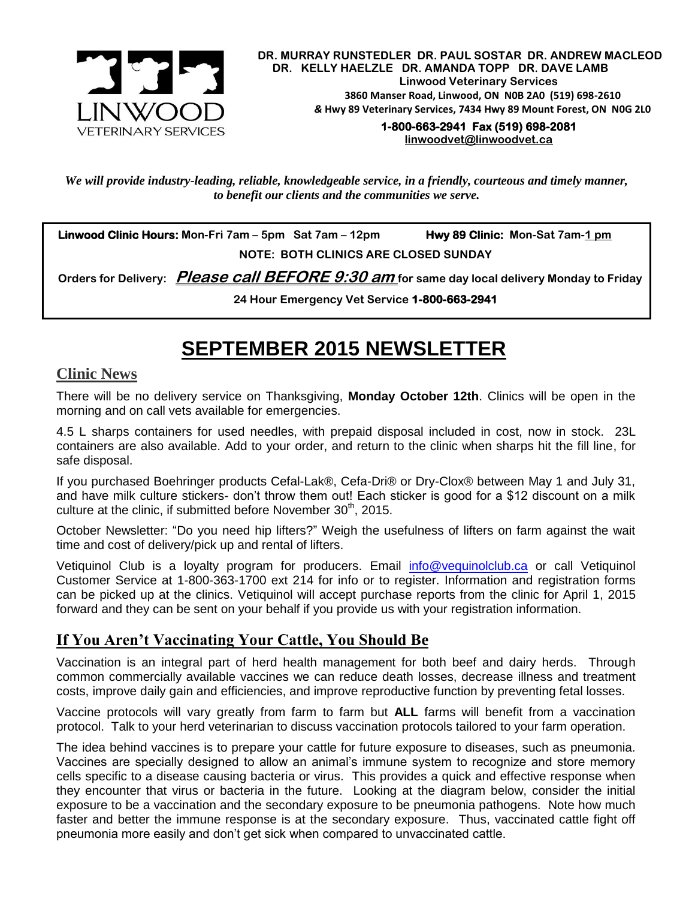**LINWOOD VETERINARY SERVICES**

**DR. MURRAY RUNSTEDLER DR. PAUL SOSTAR DR. ANDREW MACLEOD**
**DR. KELLY HAELZLE DR. AMANDA TOPP DR. DAVE LAMB**
**Linwood Veterinary Services**
**3860 Manser Road, Linwood, ON N0B 2A0 (519) 698-2610**
**& Hwy 89 Veterinary Services, 7434 Hwy 89 Mount Forest, ON N0G 2L0**
**1-800-663-2941 Fax (519) 698-2081**
**linwoodvet@linwoodvet.ca**

***We will provide industry-leading, reliable, knowledgeable service, in a friendly, courteous and timely manner, to benefit our clients and the communities we serve.***

**Linwood Clinic Hours:** Mon-Fri 7am – 5pm Sat 7am – 12pm **Hwy 89 Clinic:** Mon-Sat 7am-1 pm

**NOTE: BOTH CLINICS ARE CLOSED SUNDAY**

**Orders for Delivery:** ***Please call BEFORE 9:30 am*** **for same day local delivery Monday to Friday**

**24 Hour Emergency Vet Service 1-800-663-2941**

# SEPTEMBER 2015 NEWSLETTER

## Clinic News

There will be no delivery service on Thanksgiving, **Monday October 12th**. Clinics will be open in the morning and on call vets available for emergencies.

4.5 L sharps containers for used needles, with prepaid disposal included in cost, now in stock. 23L containers are also available. Add to your order, and return to the clinic when sharps hit the fill line, for safe disposal.

If you purchased Boehringer products Cefal-Lak®, Cefa-Dri® or Dry-Clox® between May 1 and July 31, and have milk culture stickers- don't throw them out! Each sticker is good for a $12 discount on a milk culture at the clinic, if submitted before November 30th, 2015.

October Newsletter: "Do you need hip lifters?" Weigh the usefulness of lifters on farm against the wait time and cost of delivery/pick up and rental of lifters.

Vetiquinol Club is a loyalty program for producers. Email info@vequinolclub.ca or call Vetiquinol Customer Service at 1-800-363-1700 ext 214 for info or to register. Information and registration forms can be picked up at the clinics. Vetiquinol will accept purchase reports from the clinic for April 1, 2015 forward and they can be sent on your behalf if you provide us with your registration information.

## If You Aren't Vaccinating Your Cattle, You Should Be

Vaccination is an integral part of herd health management for both beef and dairy herds. Through common commercially available vaccines we can reduce death losses, decrease illness and treatment costs, improve daily gain and efficiencies, and improve reproductive function by preventing fetal losses.

Vaccine protocols will vary greatly from farm to farm but **ALL** farms will benefit from a vaccination protocol. Talk to your herd veterinarian to discuss vaccination protocols tailored to your farm operation.

The idea behind vaccines is to prepare your cattle for future exposure to diseases, such as pneumonia. Vaccines are specially designed to allow an animal's immune system to recognize and store memory cells specific to a disease causing bacteria or virus. This provides a quick and effective response when they encounter that virus or bacteria in the future. Looking at the diagram below, consider the initial exposure to be a vaccination and the secondary exposure to be pneumonia pathogens. Note how much faster and better the immune response is at the secondary exposure. Thus, vaccinated cattle fight off pneumonia more easily and don't get sick when compared to unvaccinated cattle.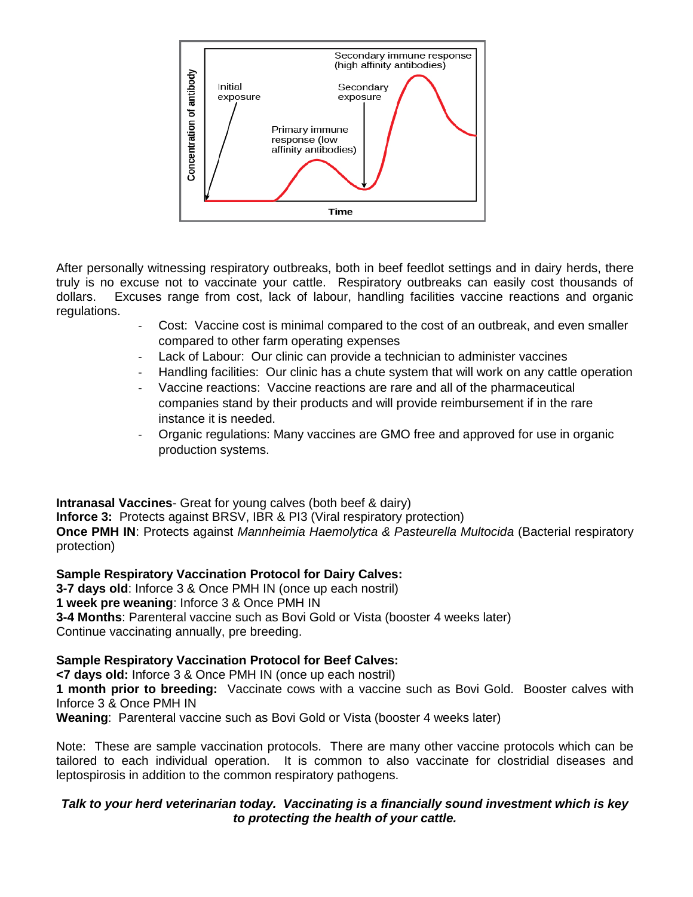Concentration of antibody

Initial exposure

Primary immune response (low affinity antibodies)

Secondary exposure

Secondary immune response (high affinity antibodies)

Time

After personally witnessing respiratory outbreaks, both in beef feedlot settings and in dairy herds, there truly is no excuse not to vaccinate your cattle. Respiratory outbreaks can easily cost thousands of dollars. Excuses range from cost, lack of labour, handling facilities vaccine reactions and organic regulations.

- Cost: Vaccine cost is minimal compared to the cost of an outbreak, and even smaller compared to other farm operating expenses
- Lack of Labour: Our clinic can provide a technician to administer vaccines
- Handling facilities: Our clinic has a chute system that will work on any cattle operation
- Vaccine reactions: Vaccine reactions are rare and all of the pharmaceutical companies stand by their products and will provide reimbursement if in the rare instance it is needed.
- Organic regulations: Many vaccines are GMO free and approved for use in organic production systems.

**Intranasal Vaccines**- Great for young calves (both beef & dairy)
**Inforce 3:** Protects against BRSV, IBR & PI3 (Viral respiratory protection)
**Once PMH IN**: Protects against *Mannheimia Haemolytica & Pasteurella Multocida* (Bacterial respiratory protection)

**Sample Respiratory Vaccination Protocol for Dairy Calves:**
**3-7 days old**: Inforce 3 & Once PMH IN (once up each nostril)
**1 week pre weaning**: Inforce 3 & Once PMH IN
**3-4 Months**: Parenteral vaccine such as Bovi Gold or Vista (booster 4 weeks later)
Continue vaccinating annually, pre breeding.

**Sample Respiratory Vaccination Protocol for Beef Calves:**
**<7 days old:** Inforce 3 & Once PMH IN (once up each nostril)
**1 month prior to breeding:** Vaccinate cows with a vaccine such as Bovi Gold. Booster calves with Inforce 3 & Once PMH IN
**Weaning**: Parenteral vaccine such as Bovi Gold or Vista (booster 4 weeks later)

Note: These are sample vaccination protocols. There are many other vaccine protocols which can be tailored to each individual operation. It is common to also vaccinate for clostridial diseases and leptospirosis in addition to the common respiratory pathogens.

***Talk to your herd veterinarian today. Vaccinating is a financially sound investment which is key to protecting the health of your cattle.***